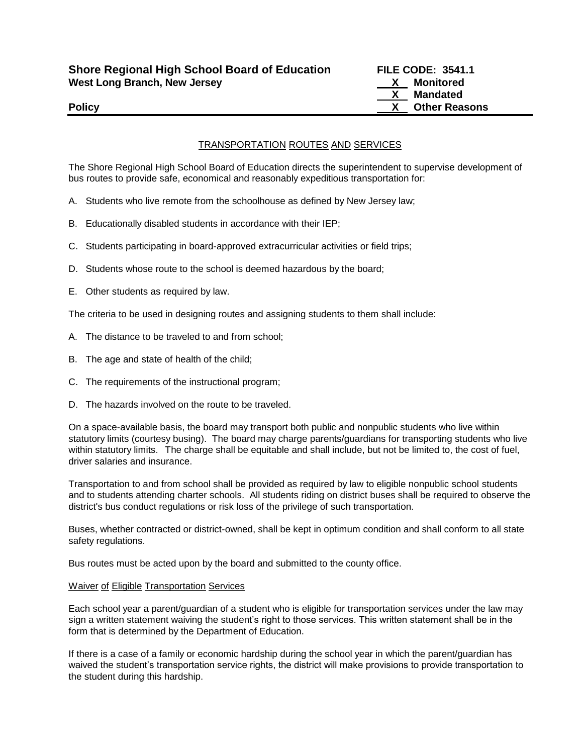**Shore Regional High School Board of Education**
**West Long Branch, New Jersey**

**FILE CODE: 3541.1**
**X Monitored**
**X Mandated**
**X Other Reasons**

**Policy**

TRANSPORTATION ROUTES AND SERVICES

The Shore Regional High School Board of Education directs the superintendent to supervise development of bus routes to provide safe, economical and reasonably expeditious transportation for:

A. Students who live remote from the schoolhouse as defined by New Jersey law;

B. Educationally disabled students in accordance with their IEP;

C. Students participating in board-approved extracurricular activities or field trips;

D. Students whose route to the school is deemed hazardous by the board;

E. Other students as required by law.

The criteria to be used in designing routes and assigning students to them shall include:

A. The distance to be traveled to and from school;

B. The age and state of health of the child;

C. The requirements of the instructional program;

D. The hazards involved on the route to be traveled.

On a space-available basis, the board may transport both public and nonpublic students who live within statutory limits (courtesy busing). The board may charge parents/guardians for transporting students who live within statutory limits. The charge shall be equitable and shall include, but not be limited to, the cost of fuel, driver salaries and insurance.

Transportation to and from school shall be provided as required by law to eligible nonpublic school students and to students attending charter schools. All students riding on district buses shall be required to observe the district's bus conduct regulations or risk loss of the privilege of such transportation.

Buses, whether contracted or district-owned, shall be kept in optimum condition and shall conform to all state safety regulations.

Bus routes must be acted upon by the board and submitted to the county office.

Waiver of Eligible Transportation Services

Each school year a parent/guardian of a student who is eligible for transportation services under the law may sign a written statement waiving the student's right to those services. This written statement shall be in the form that is determined by the Department of Education.

If there is a case of a family or economic hardship during the school year in which the parent/guardian has waived the student's transportation service rights, the district will make provisions to provide transportation to the student during this hardship.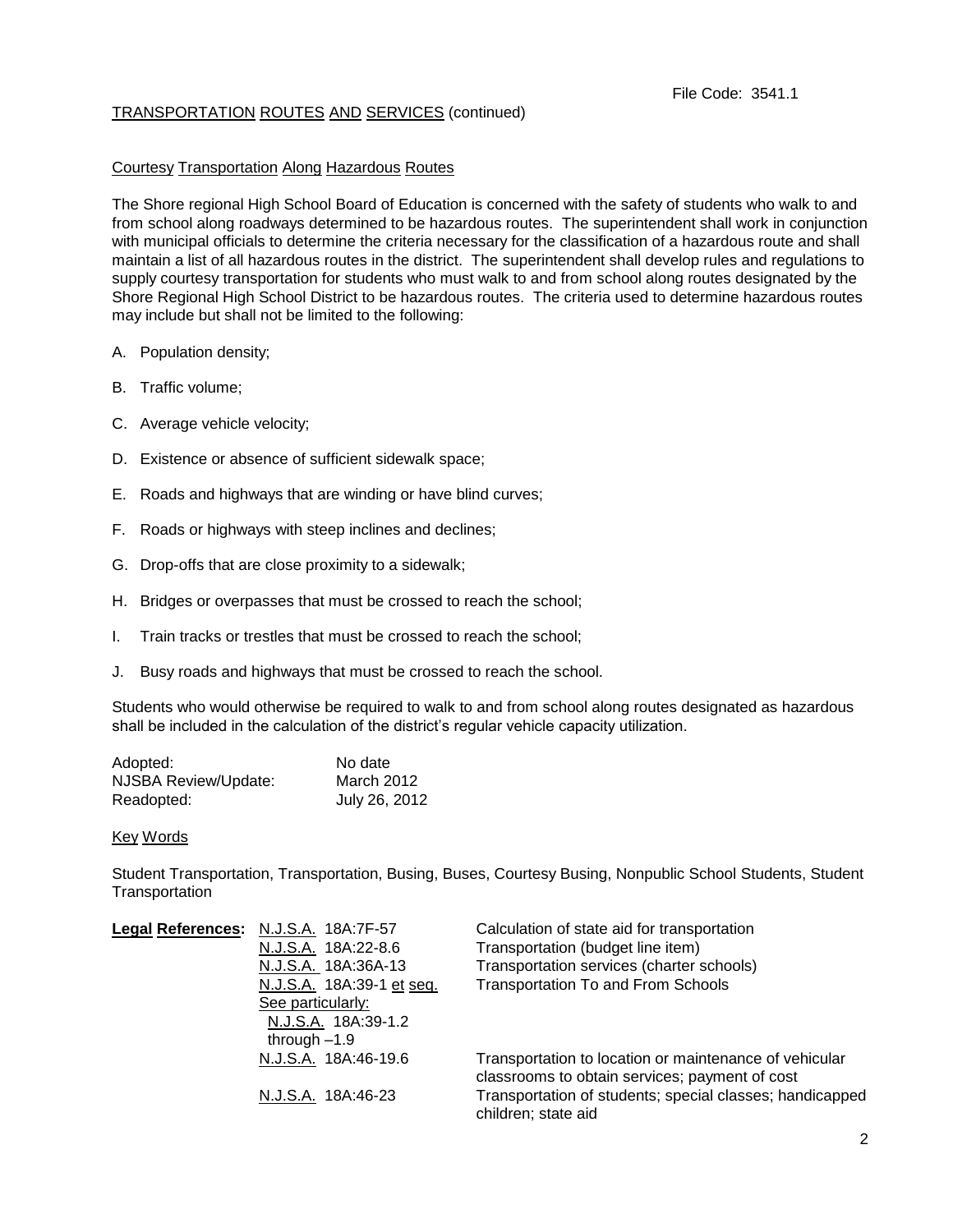File Code: 3541.1

TRANSPORTATION ROUTES AND SERVICES (continued)

## Courtesy Transportation Along Hazardous Routes

The Shore regional High School Board of Education is concerned with the safety of students who walk to and from school along roadways determined to be hazardous routes. The superintendent shall work in conjunction with municipal officials to determine the criteria necessary for the classification of a hazardous route and shall maintain a list of all hazardous routes in the district. The superintendent shall develop rules and regulations to supply courtesy transportation for students who must walk to and from school along routes designated by the Shore Regional High School District to be hazardous routes. The criteria used to determine hazardous routes may include but shall not be limited to the following:

A. Population density;

B. Traffic volume;

C. Average vehicle velocity;

D. Existence or absence of sufficient sidewalk space;

E. Roads and highways that are winding or have blind curves;

F. Roads or highways with steep inclines and declines;

G. Drop-offs that are close proximity to a sidewalk;

H. Bridges or overpasses that must be crossed to reach the school;

I. Train tracks or trestles that must be crossed to reach the school;

J. Busy roads and highways that must be crossed to reach the school.

Students who would otherwise be required to walk to and from school along routes designated as hazardous shall be included in the calculation of the district's regular vehicle capacity utilization.

| | |
|---|---|
| Adopted: | No date |
| NJSBA Review/Update: | March 2012 |
| Readopted: | July 26, 2012 |

## Key Words

Student Transportation, Transportation, Busing, Buses, Courtesy Busing, Nonpublic School Students, Student Transportation

| **Legal References:** | | |
|---|---|---|
| | N.J.S.A. 18A:7F-57 | Calculation of state aid for transportation |
| | N.J.S.A. 18A:22-8.6 | Transportation (budget line item) |
| | N.J.S.A. 18A:36A-13 | Transportation services (charter schools) |
| | N.J.S.A. 18A:39-1 et seq. | Transportation To and From Schools |
| | See particularly: N.J.S.A. 18A:39-1.2 through –1.9 | |
| | N.J.S.A. 18A:46-19.6 | Transportation to location or maintenance of vehicular classrooms to obtain services; payment of cost |
| | N.J.S.A. 18A:46-23 | Transportation of students; special classes; handicapped children; state aid |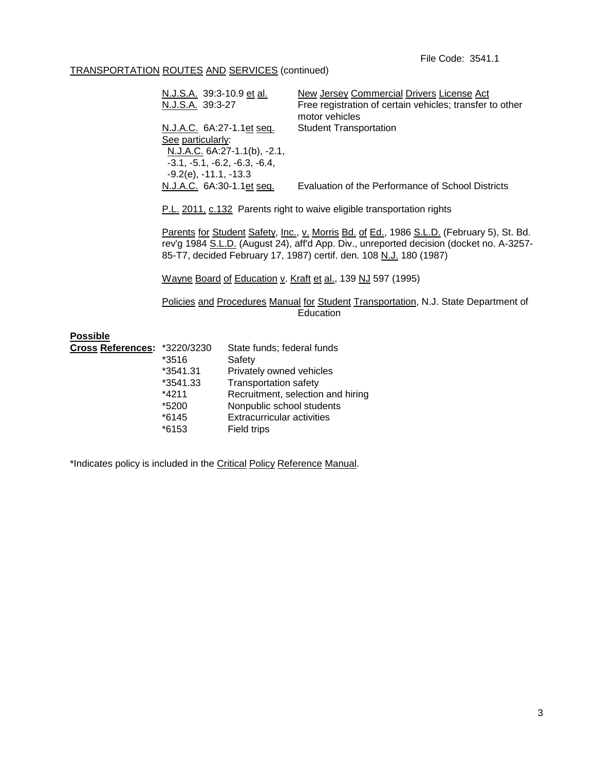TRANSPORTATION ROUTES AND SERVICES (continued)

| | |
|---|---|
| N.J.S.A. 39:3-10.9 et al. | New Jersey Commercial Drivers License Act |
| N.J.S.A. 39:3-27 | Free registration of certain vehicles; transfer to other motor vehicles |
| N.J.A.C. 6A:27-1.1et seq. See particularly: N.J.A.C. 6A:27-1.1(b), -2.1, -3.1, -5.1, -6.2, -6.3, -6.4, -9.2(e), -11.1, -13.3 | Student Transportation |
| N.J.A.C. 6A:30-1.1et seq. | Evaluation of the Performance of School Districts |

P.L. 2011, c.132 Parents right to waive eligible transportation rights

Parents for Student Safety, Inc., v. Morris Bd. of Ed., 1986 S.L.D. (February 5), St. Bd. rev'g 1984 S.L.D. (August 24), aff'd App. Div., unreported decision (docket no. A-3257-85-T7, decided February 17, 1987) certif. den. 108 N.J. 180 (1987)

Wayne Board of Education v. Kraft et al., 139 NJ 597 (1995)

Policies and Procedures Manual for Student Transportation, N.J. State Department of Education

**Possible Cross References:**

| | |
|---|---|
| *3220/3230 | State funds; federal funds |
| *3516 | Safety |
| *3541.31 | Privately owned vehicles |
| *3541.33 | Transportation safety |
| *4211 | Recruitment, selection and hiring |
| *5200 | Nonpublic school students |
| *6145 | Extracurricular activities |
| *6153 | Field trips |

*Indicates policy is included in the Critical Policy Reference Manual.